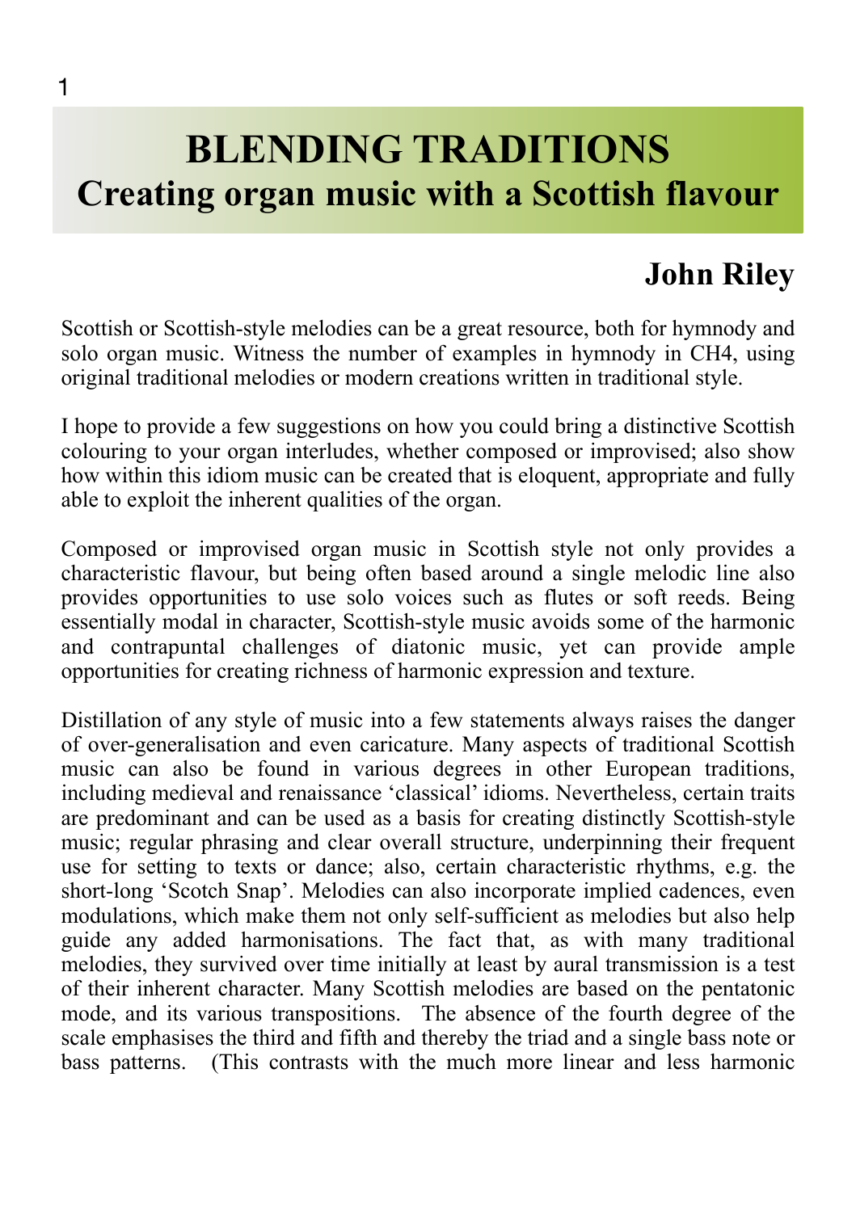# BLENDING TRADITIONS
## Creating organ music with a Scottish flavour

### John Riley

Scottish or Scottish-style melodies can be a great resource, both for hymnody and solo organ music. Witness the number of examples in hymnody in CH4, using original traditional melodies or modern creations written in traditional style.

I hope to provide a few suggestions on how you could bring a distinctive Scottish colouring to your organ interludes, whether composed or improvised; also show how within this idiom music can be created that is eloquent, appropriate and fully able to exploit the inherent qualities of the organ.

Composed or improvised organ music in Scottish style not only provides a characteristic flavour, but being often based around a single melodic line also provides opportunities to use solo voices such as flutes or soft reeds. Being essentially modal in character, Scottish-style music avoids some of the harmonic and contrapuntal challenges of diatonic music, yet can provide ample opportunities for creating richness of harmonic expression and texture.

Distillation of any style of music into a few statements always raises the danger of over-generalisation and even caricature. Many aspects of traditional Scottish music can also be found in various degrees in other European traditions, including medieval and renaissance 'classical' idioms. Nevertheless, certain traits are predominant and can be used as a basis for creating distinctly Scottish-style music; regular phrasing and clear overall structure, underpinning their frequent use for setting to texts or dance; also, certain characteristic rhythms, e.g. the short-long 'Scotch Snap'. Melodies can also incorporate implied cadences, even modulations, which make them not only self-sufficient as melodies but also help guide any added harmonisations. The fact that, as with many traditional melodies, they survived over time initially at least by aural transmission is a test of their inherent character. Many Scottish melodies are based on the pentatonic mode, and its various transpositions. The absence of the fourth degree of the scale emphasises the third and fifth and thereby the triad and a single bass note or bass patterns. (This contrasts with the much more linear and less harmonic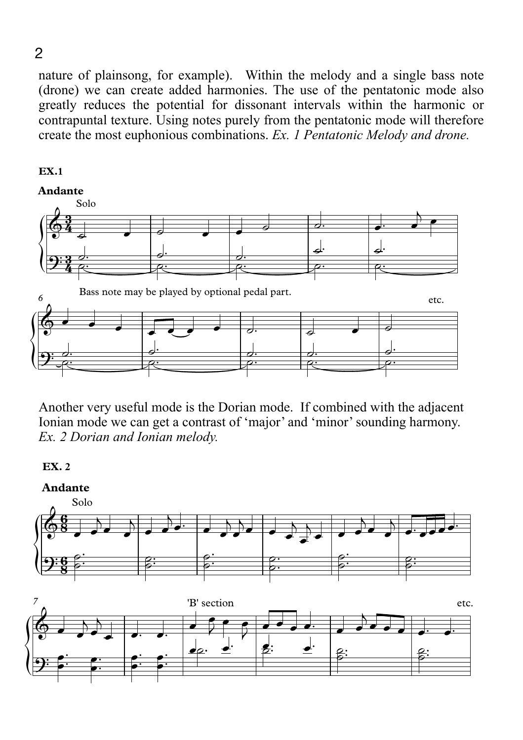nature of plainsong, for example). Within the melody and a single bass note (drone) we can create added harmonies. The use of the pentatonic mode also greatly reduces the potential for dissonant intervals within the harmonic or contrapuntal texture. Using notes purely from the pentatonic mode will therefore create the most euphonious combinations. *Ex. 1 Pentatonic Melody and drone.*

**EX.1**

**Andante**

Solo

Bass note may be played by optional pedal part.

etc.

Another very useful mode is the Dorian mode. If combined with the adjacent Ionian mode we can get a contrast of 'major' and 'minor' sounding harmony. *Ex. 2 Dorian and Ionian melody.*

**EX. 2**

**Andante**

Solo

'B' section

etc.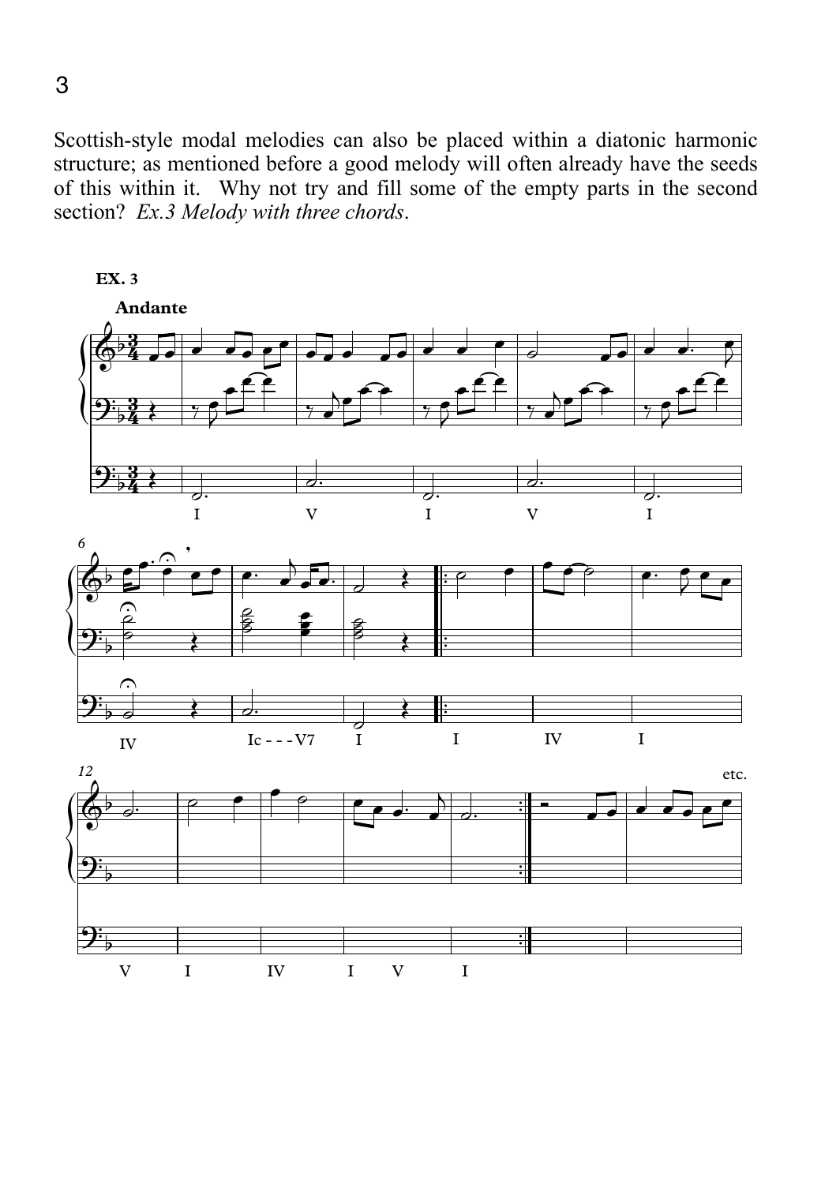Scottish-style modal melodies can also be placed within a diatonic harmonic structure; as mentioned before a good melody will often already have the seeds of this within it. Why not try and fill some of the empty parts in the second section? *Ex.3 Melody with three chords*.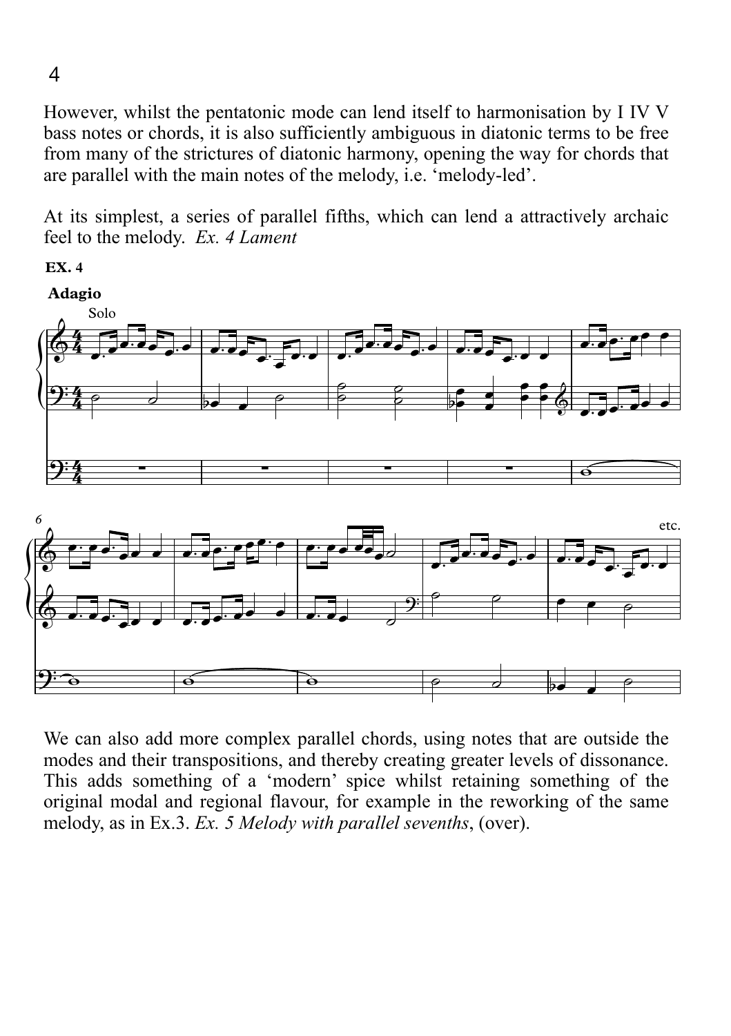However, whilst the pentatonic mode can lend itself to harmonisation by I IV V bass notes or chords, it is also sufficiently ambiguous in diatonic terms to be free from many of the strictures of diatonic harmony, opening the way for chords that are parallel with the main notes of the melody, i.e. ‘melody-led’.

At its simplest, a series of parallel fifths, which can lend a attractively archaic feel to the melody. *Ex. 4 Lament*

**EX. 4**

We can also add more complex parallel chords, using notes that are outside the modes and their transpositions, and thereby creating greater levels of dissonance. This adds something of a ‘modern’ spice whilst retaining something of the original modal and regional flavour, for example in the reworking of the same melody, as in Ex.3. *Ex. 5 Melody with parallel sevenths*, (over).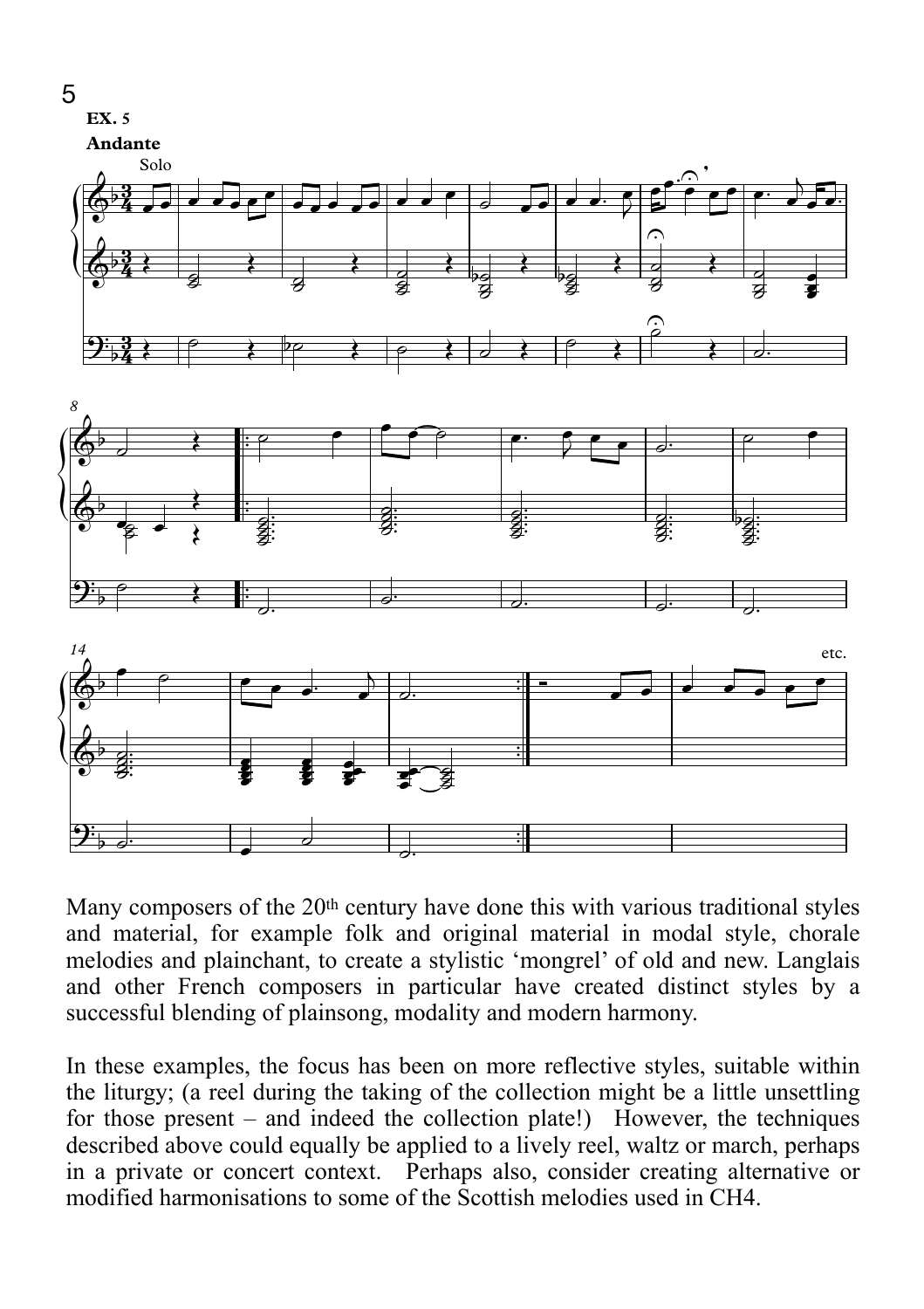**EX. 5**

**Andante**

Many composers of the 20th century have done this with various traditional styles and material, for example folk and original material in modal style, chorale melodies and plainchant, to create a stylistic 'mongrel' of old and new. Langlais and other French composers in particular have created distinct styles by a successful blending of plainsong, modality and modern harmony.

In these examples, the focus has been on more reflective styles, suitable within the liturgy; (a reel during the taking of the collection might be a little unsettling for those present – and indeed the collection plate!) However, the techniques described above could equally be applied to a lively reel, waltz or march, perhaps in a private or concert context. Perhaps also, consider creating alternative or modified harmonisations to some of the Scottish melodies used in CH4.